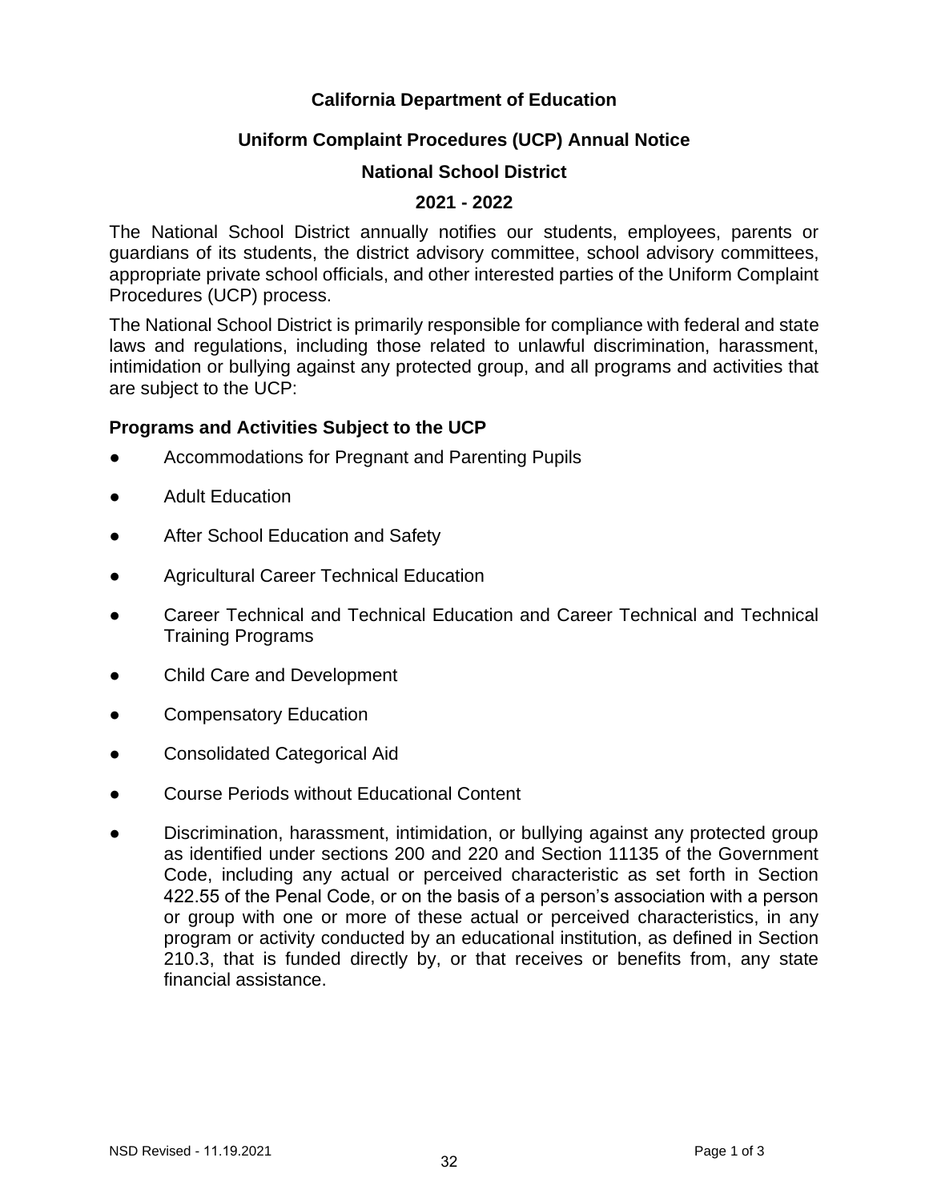# California Department of Education

## Uniform Complaint Procedures (UCP) Annual Notice

## National School District

## 2021 - 2022

The National School District annually notifies our students, employees, parents or guardians of its students, the district advisory committee, school advisory committees, appropriate private school officials, and other interested parties of the Uniform Complaint Procedures (UCP) process.

The National School District is primarily responsible for compliance with federal and state laws and regulations, including those related to unlawful discrimination, harassment, intimidation or bullying against any protected group, and all programs and activities that are subject to the UCP:

### Programs and Activities Subject to the UCP

- Accommodations for Pregnant and Parenting Pupils
- Adult Education
- After School Education and Safety
- Agricultural Career Technical Education
- Career Technical and Technical Education and Career Technical and Technical Training Programs
- Child Care and Development
- Compensatory Education
- Consolidated Categorical Aid
- Course Periods without Educational Content
- Discrimination, harassment, intimidation, or bullying against any protected group as identified under sections 200 and 220 and Section 11135 of the Government Code, including any actual or perceived characteristic as set forth in Section 422.55 of the Penal Code, or on the basis of a person's association with a person or group with one or more of these actual or perceived characteristics, in any program or activity conducted by an educational institution, as defined in Section 210.3, that is funded directly by, or that receives or benefits from, any state financial assistance.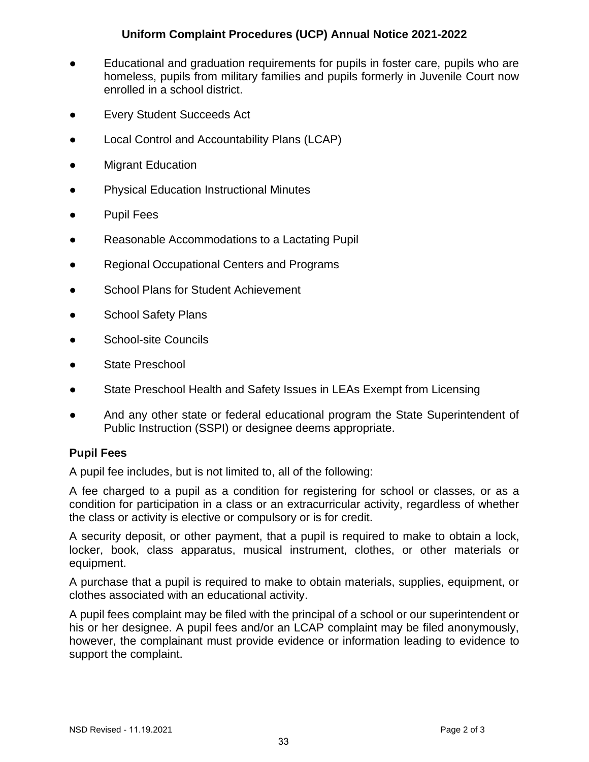- Educational and graduation requirements for pupils in foster care, pupils who are homeless, pupils from military families and pupils formerly in Juvenile Court now enrolled in a school district.
- Every Student Succeeds Act
- Local Control and Accountability Plans (LCAP)
- Migrant Education
- Physical Education Instructional Minutes
- Pupil Fees
- Reasonable Accommodations to a Lactating Pupil
- Regional Occupational Centers and Programs
- School Plans for Student Achievement
- School Safety Plans
- School-site Councils
- State Preschool
- State Preschool Health and Safety Issues in LEAs Exempt from Licensing
- And any other state or federal educational program the State Superintendent of Public Instruction (SSPI) or designee deems appropriate.

**Pupil Fees**

A pupil fee includes, but is not limited to, all of the following:

A fee charged to a pupil as a condition for registering for school or classes, or as a condition for participation in a class or an extracurricular activity, regardless of whether the class or activity is elective or compulsory or is for credit.

A security deposit, or other payment, that a pupil is required to make to obtain a lock, locker, book, class apparatus, musical instrument, clothes, or other materials or equipment.

A purchase that a pupil is required to make to obtain materials, supplies, equipment, or clothes associated with an educational activity.

A pupil fees complaint may be filed with the principal of a school or our superintendent or his or her designee. A pupil fees and/or an LCAP complaint may be filed anonymously, however, the complainant must provide evidence or information leading to evidence to support the complaint.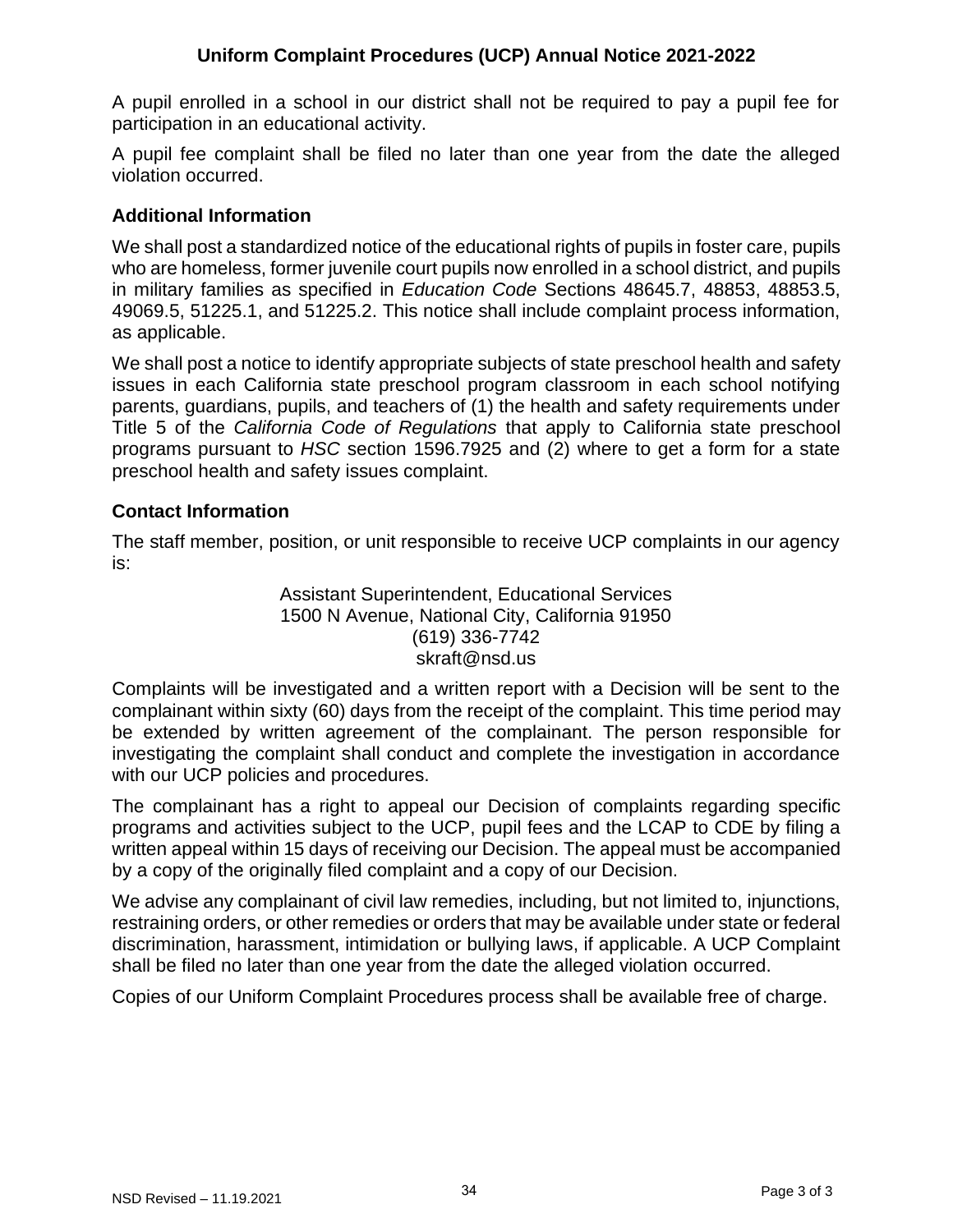A pupil enrolled in a school in our district shall not be required to pay a pupil fee for participation in an educational activity.

A pupil fee complaint shall be filed no later than one year from the date the alleged violation occurred.

### Additional Information

We shall post a standardized notice of the educational rights of pupils in foster care, pupils who are homeless, former juvenile court pupils now enrolled in a school district, and pupils in military families as specified in *Education Code* Sections 48645.7, 48853, 48853.5, 49069.5, 51225.1, and 51225.2. This notice shall include complaint process information, as applicable.

We shall post a notice to identify appropriate subjects of state preschool health and safety issues in each California state preschool program classroom in each school notifying parents, guardians, pupils, and teachers of (1) the health and safety requirements under Title 5 of the *California Code of Regulations* that apply to California state preschool programs pursuant to *HSC* section 1596.7925 and (2) where to get a form for a state preschool health and safety issues complaint.

### Contact Information

The staff member, position, or unit responsible to receive UCP complaints in our agency is:

Assistant Superintendent, Educational Services
1500 N Avenue, National City, California 91950
(619) 336-7742
skraft@nsd.us

Complaints will be investigated and a written report with a Decision will be sent to the complainant within sixty (60) days from the receipt of the complaint. This time period may be extended by written agreement of the complainant. The person responsible for investigating the complaint shall conduct and complete the investigation in accordance with our UCP policies and procedures.

The complainant has a right to appeal our Decision of complaints regarding specific programs and activities subject to the UCP, pupil fees and the LCAP to CDE by filing a written appeal within 15 days of receiving our Decision. The appeal must be accompanied by a copy of the originally filed complaint and a copy of our Decision.

We advise any complainant of civil law remedies, including, but not limited to, injunctions, restraining orders, or other remedies or orders that may be available under state or federal discrimination, harassment, intimidation or bullying laws, if applicable. A UCP Complaint shall be filed no later than one year from the date the alleged violation occurred.

Copies of our Uniform Complaint Procedures process shall be available free of charge.